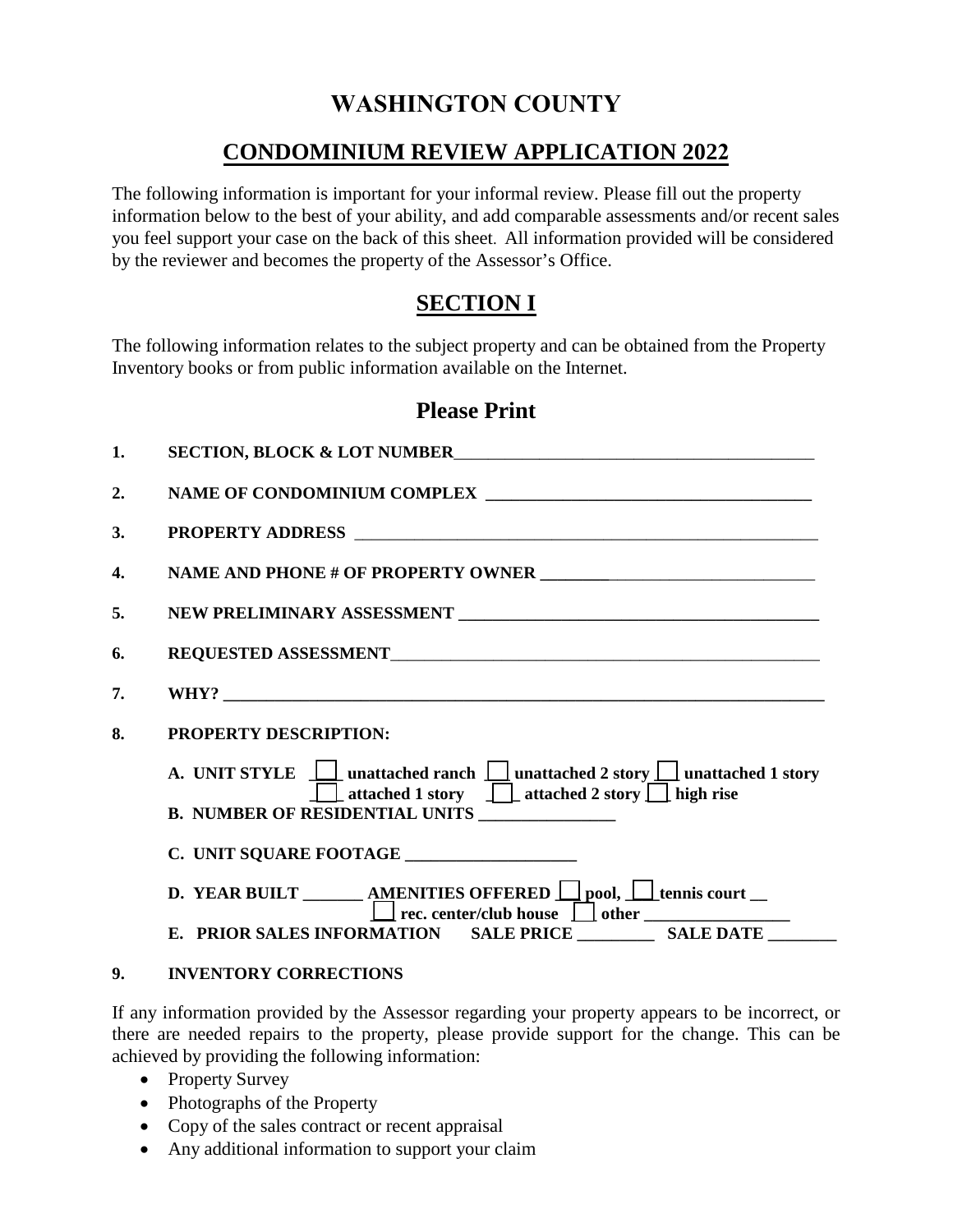# WASHINGTON COUNTY

## CONDOMINIUM REVIEW APPLICATION 2022

The following information is important for your informal review. Please fill out the property information below to the best of your ability, and add comparable assessments and/or recent sales you feel support your case on the back of this sheet. All information provided will be considered by the reviewer and becomes the property of the Assessor's Office.

## SECTION I

The following information relates to the subject property and can be obtained from the Property Inventory books or from public information available on the Internet.

### Please Print

1. **SECTION, BLOCK & LOT NUMBER**_____________________________________________
2. **NAME OF CONDOMINIUM COMPLEX** ________________________________________
3. **PROPERTY ADDRESS** ___________________________________________________________
4. **NAME AND PHONE # OF PROPERTY OWNER** ______________________________________
5. **NEW PRELIMINARY ASSESSMENT** _____________________________________________
6. **REQUESTED ASSESSMENT**______________________________________________________
7. **WHY?** _______________________________________________________________________
8. **PROPERTY DESCRIPTION:**

   **A. UNIT STYLE** ☐ **unattached ranch** ☐ **unattached 2 story** ☐ **unattached 1 story** ☐ **attached 1 story** ☐ **attached 2 story** ☐ **high rise**

   **B. NUMBER OF RESIDENTIAL UNITS** ________________

   **C. UNIT SQUARE FOOTAGE** ____________________

   **D. YEAR BUILT** _______ **AMENITIES OFFERED** ☐ **pool,** ☐ **tennis court** __ ☐ **rec. center/club house** ☐ **other** _________________

   **E. PRIOR SALES INFORMATION** **SALE PRICE** _________ **SALE DATE** ________

9. **INVENTORY CORRECTIONS**

If any information provided by the Assessor regarding your property appears to be incorrect, or there are needed repairs to the property, please provide support for the change. This can be achieved by providing the following information:

- Property Survey
- Photographs of the Property
- Copy of the sales contract or recent appraisal
- Any additional information to support your claim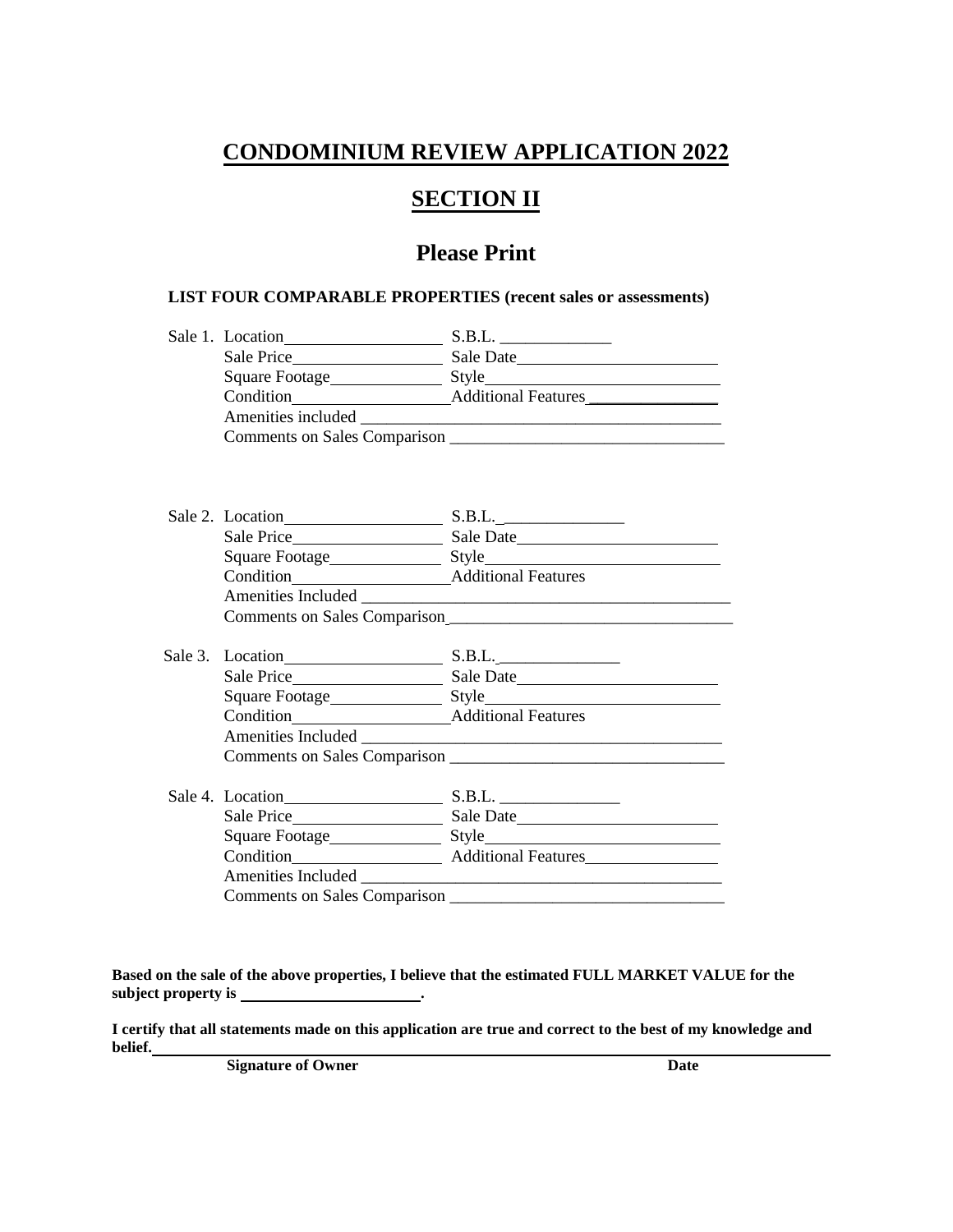# CONDOMINIUM REVIEW APPLICATION 2022

## SECTION II

### Please Print

**LIST FOUR COMPARABLE PROPERTIES (recent sales or assessments)**

Sale 1. Location\_\_\_\_\_\_\_\_\_\_\_\_\_\_\_\_\_\_ S.B.L. \_\_\_\_\_\_\_\_\_\_\_\_\_
Sale Price\_\_\_\_\_\_\_\_\_\_\_\_\_\_\_\_\_ Sale Date\_\_\_\_\_\_\_\_\_\_\_\_\_\_\_\_\_\_\_\_\_\_\_
Square Footage\_\_\_\_\_\_\_\_\_\_\_\_\_ Style\_\_\_\_\_\_\_\_\_\_\_\_\_\_\_\_\_\_\_\_\_\_\_\_\_\_\_
Condition\_\_\_\_\_\_\_\_\_\_\_\_\_\_\_\_\_\_Additional Features \_\_\_\_\_\_\_\_\_\_\_\_\_\_\_
Amenities included \_\_\_\_\_\_\_\_\_\_\_\_\_\_\_\_\_\_\_\_\_\_\_\_\_\_\_\_\_\_\_\_\_\_\_\_\_\_\_\_\_\_
Comments on Sales Comparison \_\_\_\_\_\_\_\_\_\_\_\_\_\_\_\_\_\_\_\_\_\_\_\_\_\_\_\_\_\_\_\_

Sale 2. Location\_\_\_\_\_\_\_\_\_\_\_\_\_\_\_\_\_\_ S.B.L. \_\_\_\_\_\_\_\_\_\_\_\_\_\_
Sale Price\_\_\_\_\_\_\_\_\_\_\_\_\_\_\_\_\_ Sale Date\_\_\_\_\_\_\_\_\_\_\_\_\_\_\_\_\_\_\_\_\_\_\_
Square Footage\_\_\_\_\_\_\_\_\_\_\_\_\_ Style\_\_\_\_\_\_\_\_\_\_\_\_\_\_\_\_\_\_\_\_\_\_\_\_\_\_\_
Condition\_\_\_\_\_\_\_\_\_\_\_\_\_\_\_\_\_\_Additional Features
Amenities Included \_\_\_\_\_\_\_\_\_\_\_\_\_\_\_\_\_\_\_\_\_\_\_\_\_\_\_\_\_\_\_\_\_\_\_\_\_\_\_\_\_\_\_
Comments on Sales Comparison\_\_\_\_\_\_\_\_\_\_\_\_\_\_\_\_\_\_\_\_\_\_\_\_\_\_\_\_\_\_\_\_\_\_

Sale 3. Location\_\_\_\_\_\_\_\_\_\_\_\_\_\_\_\_\_\_ S.B.L. \_\_\_\_\_\_\_\_\_\_\_\_\_\_
Sale Price\_\_\_\_\_\_\_\_\_\_\_\_\_\_\_\_\_ Sale Date\_\_\_\_\_\_\_\_\_\_\_\_\_\_\_\_\_\_\_\_\_\_\_
Square Footage\_\_\_\_\_\_\_\_\_\_\_\_\_ Style\_\_\_\_\_\_\_\_\_\_\_\_\_\_\_\_\_\_\_\_\_\_\_\_\_\_\_
Condition\_\_\_\_\_\_\_\_\_\_\_\_\_\_\_\_\_\_Additional Features
Amenities Included \_\_\_\_\_\_\_\_\_\_\_\_\_\_\_\_\_\_\_\_\_\_\_\_\_\_\_\_\_\_\_\_\_\_\_\_\_\_\_\_\_\_
Comments on Sales Comparison \_\_\_\_\_\_\_\_\_\_\_\_\_\_\_\_\_\_\_\_\_\_\_\_\_\_\_\_\_\_\_\_

Sale 4. Location\_\_\_\_\_\_\_\_\_\_\_\_\_\_\_\_\_\_ S.B.L. \_\_\_\_\_\_\_\_\_\_\_\_\_\_
Sale Price\_\_\_\_\_\_\_\_\_\_\_\_\_\_\_\_\_ Sale Date\_\_\_\_\_\_\_\_\_\_\_\_\_\_\_\_\_\_\_\_\_\_\_
Square Footage\_\_\_\_\_\_\_\_\_\_\_\_\_ Style\_\_\_\_\_\_\_\_\_\_\_\_\_\_\_\_\_\_\_\_\_\_\_\_\_\_\_
Condition\_\_\_\_\_\_\_\_\_\_\_\_\_\_\_\_\_ Additional Features\_\_\_\_\_\_\_\_\_\_\_\_\_\_\_\_
Amenities Included \_\_\_\_\_\_\_\_\_\_\_\_\_\_\_\_\_\_\_\_\_\_\_\_\_\_\_\_\_\_\_\_\_\_\_\_\_\_\_\_\_\_
Comments on Sales Comparison \_\_\_\_\_\_\_\_\_\_\_\_\_\_\_\_\_\_\_\_\_\_\_\_\_\_\_\_\_\_\_\_

**Based on the sale of the above properties, I believe that the estimated FULL MARKET VALUE for the subject property is \_\_\_\_\_\_\_\_\_\_\_\_\_\_\_\_\_\_\_\_\_\_.**

**I certify that all statements made on this application are true and correct to the best of my knowledge and belief.\_\_\_\_\_\_\_\_\_\_\_\_\_\_\_\_\_\_\_\_\_\_\_\_\_\_\_\_\_\_\_\_\_\_\_\_\_\_\_\_\_\_\_\_\_\_\_\_\_\_\_\_\_\_\_\_\_\_\_\_\_\_\_\_\_\_\_\_\_\_\_\_\_\_\_\_\_\_**

**Signature of Owner** **Date**